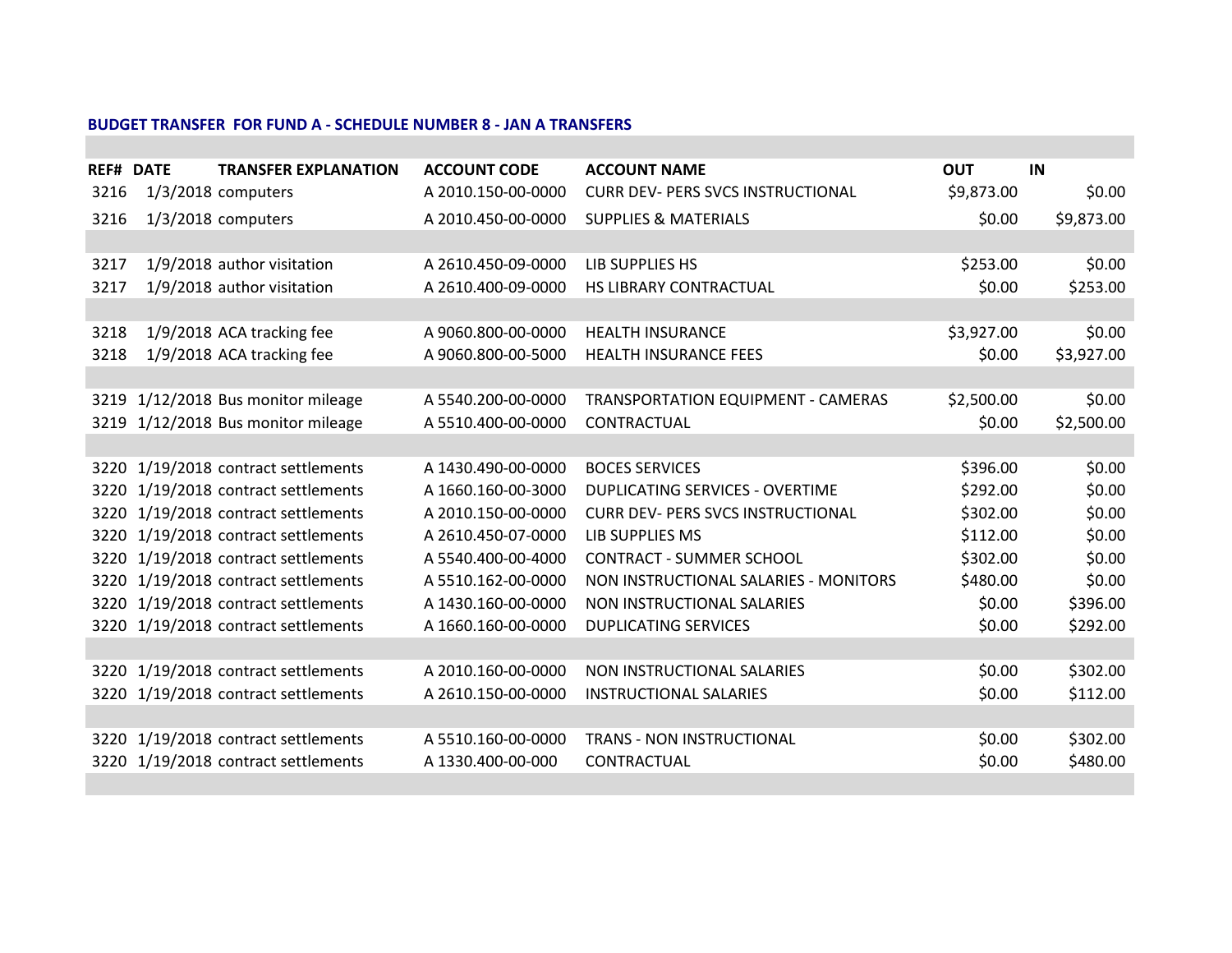**BUDGET TRANSFER FOR FUND A - SCHEDULE NUMBER 8 - JAN A TRANSFERS**

| REF# | DATE | TRANSFER EXPLANATION | ACCOUNT CODE | ACCOUNT NAME | OUT | IN |
|---|---|---|---|---|---|---|
| 3216 | 1/3/2018 | computers | A 2010.150-00-0000 | CURR DEV- PERS SVCS INSTRUCTIONAL | $9,873.00 | $0.00 |
| 3216 | 1/3/2018 | computers | A 2010.450-00-0000 | SUPPLIES & MATERIALS | $0.00 | $9,873.00 |
| | | | | | | |
| 3217 | 1/9/2018 | author visitation | A 2610.450-09-0000 | LIB SUPPLIES HS | $253.00 | $0.00 |
| 3217 | 1/9/2018 | author visitation | A 2610.400-09-0000 | HS LIBRARY CONTRACTUAL | $0.00 | $253.00 |
| | | | | | | |
| 3218 | 1/9/2018 | ACA tracking fee | A 9060.800-00-0000 | HEALTH INSURANCE | $3,927.00 | $0.00 |
| 3218 | 1/9/2018 | ACA tracking fee | A 9060.800-00-5000 | HEALTH INSURANCE FEES | $0.00 | $3,927.00 |
| | | | | | | |
| 3219 | 1/12/2018 | Bus monitor mileage | A 5540.200-00-0000 | TRANSPORTATION EQUIPMENT - CAMERAS | $2,500.00 | $0.00 |
| 3219 | 1/12/2018 | Bus monitor mileage | A 5510.400-00-0000 | CONTRACTUAL | $0.00 | $2,500.00 |
| | | | | | | |
| 3220 | 1/19/2018 | contract settlements | A 1430.490-00-0000 | BOCES SERVICES | $396.00 | $0.00 |
| 3220 | 1/19/2018 | contract settlements | A 1660.160-00-3000 | DUPLICATING SERVICES - OVERTIME | $292.00 | $0.00 |
| 3220 | 1/19/2018 | contract settlements | A 2010.150-00-0000 | CURR DEV- PERS SVCS INSTRUCTIONAL | $302.00 | $0.00 |
| 3220 | 1/19/2018 | contract settlements | A 2610.450-07-0000 | LIB SUPPLIES MS | $112.00 | $0.00 |
| 3220 | 1/19/2018 | contract settlements | A 5540.400-00-4000 | CONTRACT - SUMMER SCHOOL | $302.00 | $0.00 |
| 3220 | 1/19/2018 | contract settlements | A 5510.162-00-0000 | NON INSTRUCTIONAL SALARIES - MONITORS | $480.00 | $0.00 |
| 3220 | 1/19/2018 | contract settlements | A 1430.160-00-0000 | NON INSTRUCTIONAL SALARIES | $0.00 | $396.00 |
| 3220 | 1/19/2018 | contract settlements | A 1660.160-00-0000 | DUPLICATING SERVICES | $0.00 | $292.00 |
| | | | | | | |
| 3220 | 1/19/2018 | contract settlements | A 2010.160-00-0000 | NON INSTRUCTIONAL SALARIES | $0.00 | $302.00 |
| 3220 | 1/19/2018 | contract settlements | A 2610.150-00-0000 | INSTRUCTIONAL SALARIES | $0.00 | $112.00 |
| | | | | | | |
| 3220 | 1/19/2018 | contract settlements | A 5510.160-00-0000 | TRANS - NON INSTRUCTIONAL | $0.00 | $302.00 |
| 3220 | 1/19/2018 | contract settlements | A 1330.400-00-000 | CONTRACTUAL | $0.00 | $480.00 |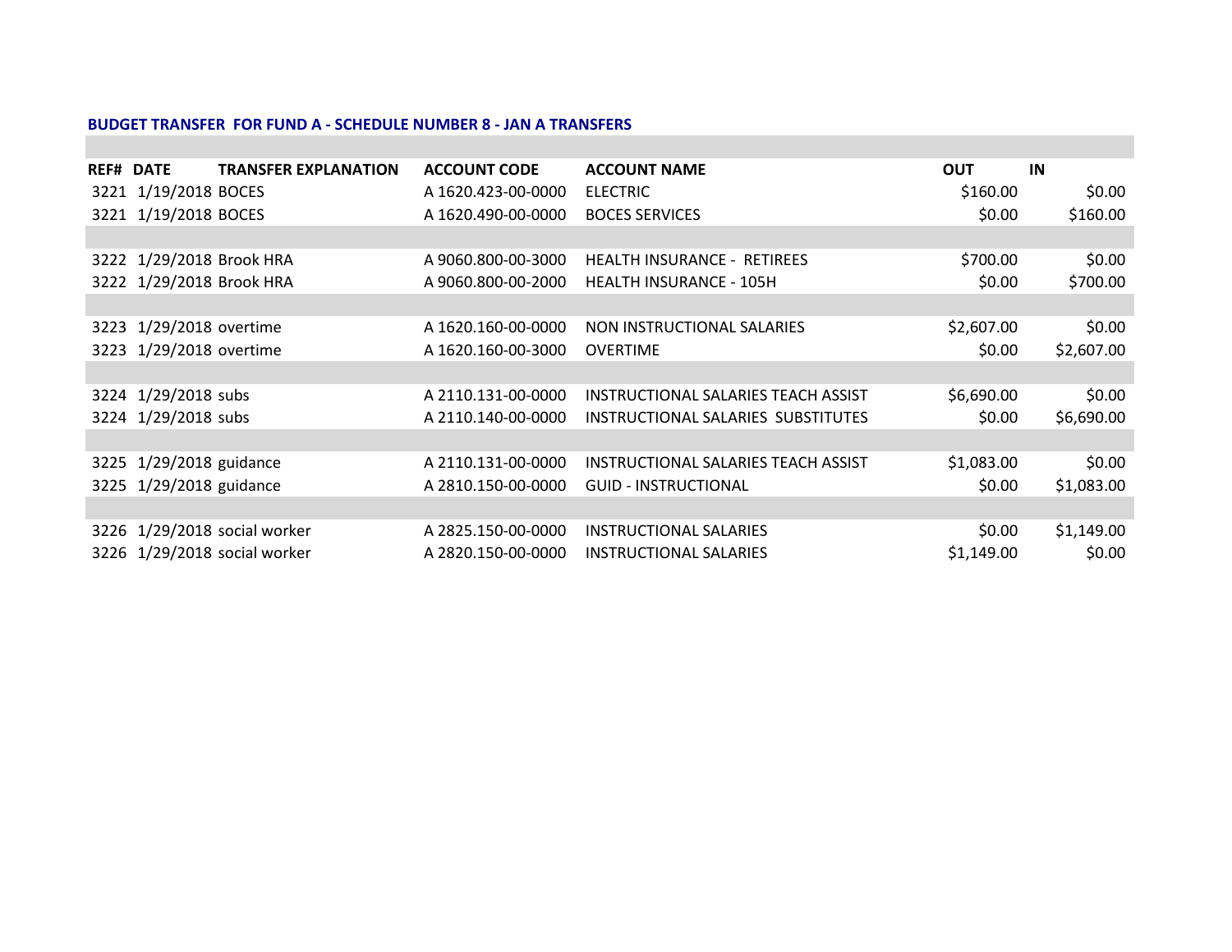**BUDGET TRANSFER FOR FUND A - SCHEDULE NUMBER 8 - JAN A TRANSFERS**

| REF# | DATE | TRANSFER EXPLANATION | ACCOUNT CODE | ACCOUNT NAME | OUT | IN |
|---|---|---|---|---|---|---|
| 3221 | 1/19/2018 | BOCES | A 1620.423-00-0000 | ELECTRIC | $160.00 | $0.00 |
| 3221 | 1/19/2018 | BOCES | A 1620.490-00-0000 | BOCES SERVICES | $0.00 | $160.00 |
| | | | | | | |
| 3222 | 1/29/2018 | Brook HRA | A 9060.800-00-3000 | HEALTH INSURANCE - RETIREES | $700.00 | $0.00 |
| 3222 | 1/29/2018 | Brook HRA | A 9060.800-00-2000 | HEALTH INSURANCE - 105H | $0.00 | $700.00 |
| | | | | | | |
| 3223 | 1/29/2018 | overtime | A 1620.160-00-0000 | NON INSTRUCTIONAL SALARIES | $2,607.00 | $0.00 |
| 3223 | 1/29/2018 | overtime | A 1620.160-00-3000 | OVERTIME | $0.00 | $2,607.00 |
| | | | | | | |
| 3224 | 1/29/2018 | subs | A 2110.131-00-0000 | INSTRUCTIONAL SALARIES TEACH ASSIST | $6,690.00 | $0.00 |
| 3224 | 1/29/2018 | subs | A 2110.140-00-0000 | INSTRUCTIONAL SALARIES SUBSTITUTES | $0.00 | $6,690.00 |
| | | | | | | |
| 3225 | 1/29/2018 | guidance | A 2110.131-00-0000 | INSTRUCTIONAL SALARIES TEACH ASSIST | $1,083.00 | $0.00 |
| 3225 | 1/29/2018 | guidance | A 2810.150-00-0000 | GUID - INSTRUCTIONAL | $0.00 | $1,083.00 |
| | | | | | | |
| 3226 | 1/29/2018 | social worker | A 2825.150-00-0000 | INSTRUCTIONAL SALARIES | $0.00 | $1,149.00 |
| 3226 | 1/29/2018 | social worker | A 2820.150-00-0000 | INSTRUCTIONAL SALARIES | $1,149.00 | $0.00 |